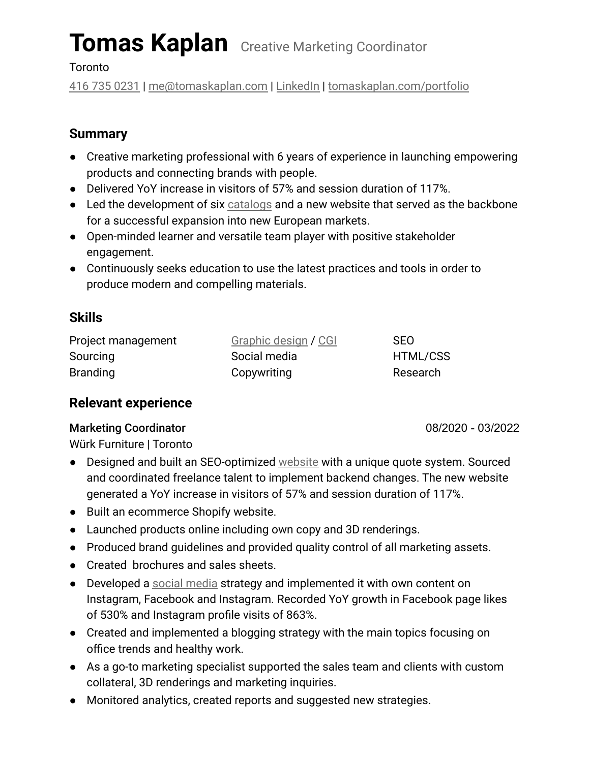# Tomas Kaplan

Creative Marketing Coordinator

Toronto

416 735 0231 | me@tomaskaplan.com | LinkedIn | tomaskaplan.com/portfolio

## Summary

- Creative marketing professional with 6 years of experience in launching empowering products and connecting brands with people.
- Delivered YoY increase in visitors of 57% and session duration of 117%.
- Led the development of six catalogs and a new website that served as the backbone for a successful expansion into new European markets.
- Open-minded learner and versatile team player with positive stakeholder engagement.
- Continuously seeks education to use the latest practices and tools in order to produce modern and compelling materials.

## Skills

| | | |
|---|---|---|
| Project management | Graphic design / CGI | SEO |
| Sourcing | Social media | HTML/CSS |
| Branding | Copywriting | Research |

## Relevant experience

### Marketing Coordinator — 08/2020 - 03/2022

Würk Furniture | Toronto

- Designed and built an SEO-optimized website with a unique quote system. Sourced and coordinated freelance talent to implement backend changes. The new website generated a YoY increase in visitors of 57% and session duration of 117%.
- Built an ecommerce Shopify website.
- Launched products online including own copy and 3D renderings.
- Produced brand guidelines and provided quality control of all marketing assets.
- Created brochures and sales sheets.
- Developed a social media strategy and implemented it with own content on Instagram, Facebook and Instagram. Recorded YoY growth in Facebook page likes of 530% and Instagram profile visits of 863%.
- Created and implemented a blogging strategy with the main topics focusing on office trends and healthy work.
- As a go-to marketing specialist supported the sales team and clients with custom collateral, 3D renderings and marketing inquiries.
- Monitored analytics, created reports and suggested new strategies.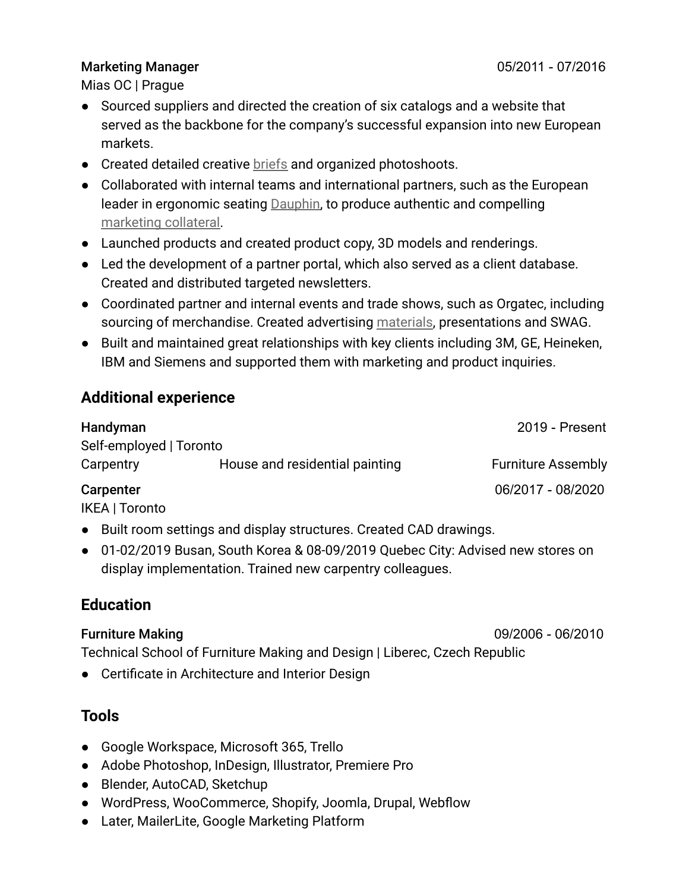**Marketing Manager** 05/2011 - 07/2016
Mias OC | Prague

- Sourced suppliers and directed the creation of six catalogs and a website that served as the backbone for the company's successful expansion into new European markets.
- Created detailed creative briefs and organized photoshoots.
- Collaborated with internal teams and international partners, such as the European leader in ergonomic seating Dauphin, to produce authentic and compelling marketing collateral.
- Launched products and created product copy, 3D models and renderings.
- Led the development of a partner portal, which also served as a client database. Created and distributed targeted newsletters.
- Coordinated partner and internal events and trade shows, such as Orgatec, including sourcing of merchandise. Created advertising materials, presentations and SWAG.
- Built and maintained great relationships with key clients including 3M, GE, Heineken, IBM and Siemens and supported them with marketing and product inquiries.

## Additional experience

**Handyman** 2019 - Present
Self-employed | Toronto
Carpentry House and residential painting Furniture Assembly

**Carpenter** 06/2017 - 08/2020
IKEA | Toronto

- Built room settings and display structures. Created CAD drawings.
- 01-02/2019 Busan, South Korea & 08-09/2019 Quebec City: Advised new stores on display implementation. Trained new carpentry colleagues.

## Education

**Furniture Making** 09/2006 - 06/2010
Technical School of Furniture Making and Design | Liberec, Czech Republic

- Certificate in Architecture and Interior Design

## Tools

- Google Workspace, Microsoft 365, Trello
- Adobe Photoshop, InDesign, Illustrator, Premiere Pro
- Blender, AutoCAD, Sketchup
- WordPress, WooCommerce, Shopify, Joomla, Drupal, Webflow
- Later, MailerLite, Google Marketing Platform